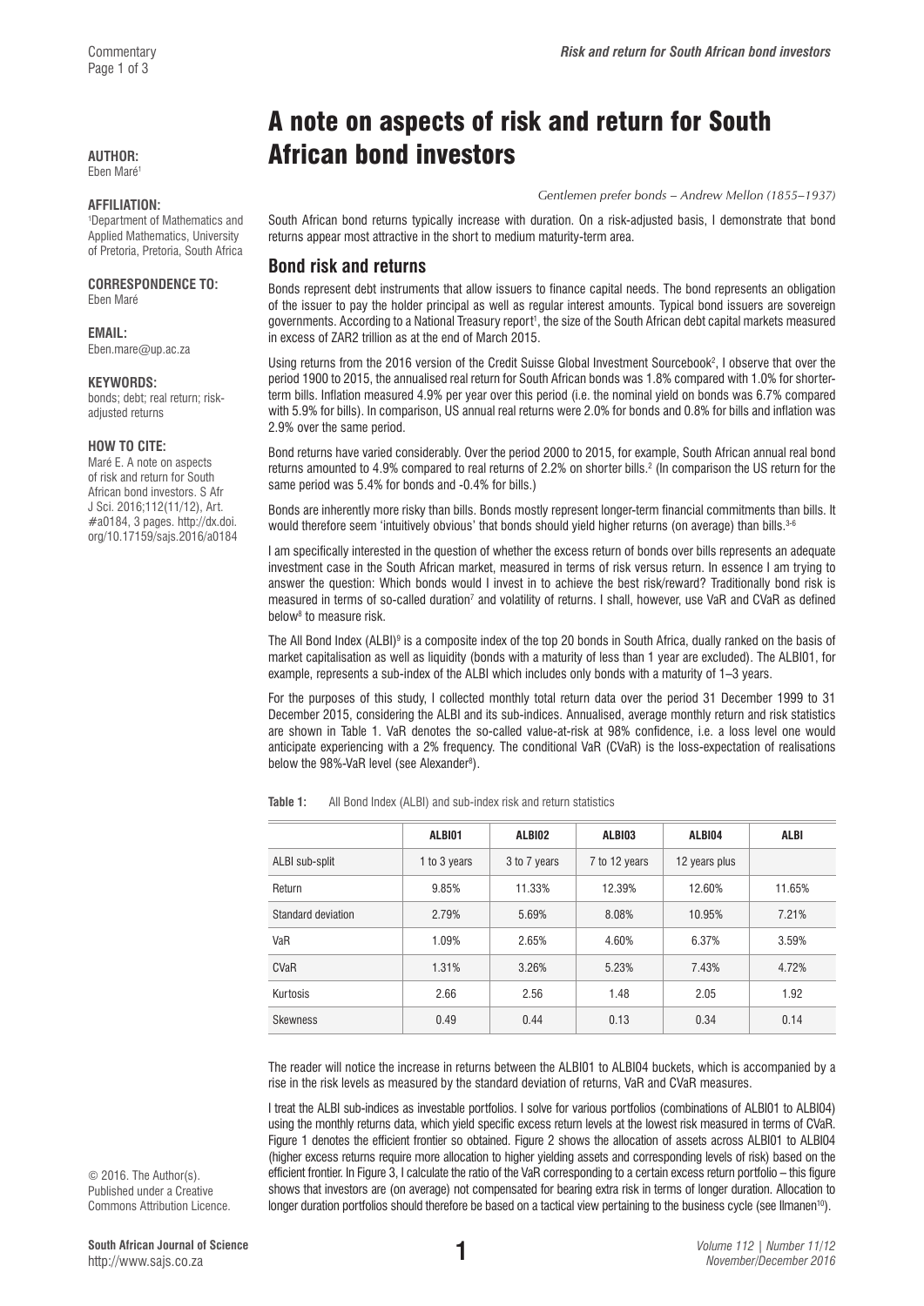# A note on aspects of risk and return for South African bond investors

**AUTHOR:**
Eben Maré[1]

**AFFILIATION:**
[1]Department of Mathematics and Applied Mathematics, University of Pretoria, Pretoria, South Africa

**CORRESPONDENCE TO:**
Eben Maré

**EMAIL:**
Eben.mare@up.ac.za

**KEYWORDS:**
bonds; debt; real return; risk-adjusted returns

**HOW TO CITE:**
Maré E. A note on aspects of risk and return for South African bond investors. S Afr J Sci. 2016;112(11/12), Art. #a0184, 3 pages. http://dx.doi.org/10.17159/sajs.2016/a0184

© 2016. The Author(s). Published under a Creative Commons Attribution Licence.

*Gentlemen prefer bonds – Andrew Mellon (1855–1937)*

South African bond returns typically increase with duration. On a risk-adjusted basis, I demonstrate that bond returns appear most attractive in the short to medium maturity-term area.

## Bond risk and returns

Bonds represent debt instruments that allow issuers to finance capital needs. The bond represents an obligation of the issuer to pay the holder principal as well as regular interest amounts. Typical bond issuers are sovereign governments. According to a National Treasury report[1], the size of the South African debt capital markets measured in excess of ZAR2 trillion as at the end of March 2015.

Using returns from the 2016 version of the Credit Suisse Global Investment Sourcebook[2], I observe that over the period 1900 to 2015, the annualised real return for South African bonds was 1.8% compared with 1.0% for shorter-term bills. Inflation measured 4.9% per year over this period (i.e. the nominal yield on bonds was 6.7% compared with 5.9% for bills). In comparison, US annual real returns were 2.0% for bonds and 0.8% for bills and inflation was 2.9% over the same period.

Bond returns have varied considerably. Over the period 2000 to 2015, for example, South African annual real bond returns amounted to 4.9% compared to real returns of 2.2% on shorter bills.[2] (In comparison the US return for the same period was 5.4% for bonds and -0.4% for bills.)

Bonds are inherently more risky than bills. Bonds mostly represent longer-term financial commitments than bills. It would therefore seem 'intuitively obvious' that bonds should yield higher returns (on average) than bills.[3-6]

I am specifically interested in the question of whether the excess return of bonds over bills represents an adequate investment case in the South African market, measured in terms of risk versus return. In essence I am trying to answer the question: Which bonds would I invest in to achieve the best risk/reward? Traditionally bond risk is measured in terms of so-called duration[7] and volatility of returns. I shall, however, use VaR and CVaR as defined below[8] to measure risk.

The All Bond Index (ALBI)[9] is a composite index of the top 20 bonds in South Africa, dually ranked on the basis of market capitalisation as well as liquidity (bonds with a maturity of less than 1 year are excluded). The ALBI01, for example, represents a sub-index of the ALBI which includes only bonds with a maturity of 1–3 years.

For the purposes of this study, I collected monthly total return data over the period 31 December 1999 to 31 December 2015, considering the ALBI and its sub-indices. Annualised, average monthly return and risk statistics are shown in Table 1. VaR denotes the so-called value-at-risk at 98% confidence, i.e. a loss level one would anticipate experiencing with a 2% frequency. The conditional VaR (CVaR) is the loss-expectation of realisations below the 98%-VaR level (see Alexander[8]).

**Table 1:** All Bond Index (ALBI) and sub-index risk and return statistics

| | ALBI01 | ALBI02 | ALBI03 | ALBI04 | ALBI |
|---|---|---|---|---|---|
| ALBI sub-split | 1 to 3 years | 3 to 7 years | 7 to 12 years | 12 years plus | |
| Return | 9.85% | 11.33% | 12.39% | 12.60% | 11.65% |
| Standard deviation | 2.79% | 5.69% | 8.08% | 10.95% | 7.21% |
| VaR | 1.09% | 2.65% | 4.60% | 6.37% | 3.59% |
| CVaR | 1.31% | 3.26% | 5.23% | 7.43% | 4.72% |
| Kurtosis | 2.66 | 2.56 | 1.48 | 2.05 | 1.92 |
| Skewness | 0.49 | 0.44 | 0.13 | 0.34 | 0.14 |

The reader will notice the increase in returns between the ALBI01 to ALBI04 buckets, which is accompanied by a rise in the risk levels as measured by the standard deviation of returns, VaR and CVaR measures.

I treat the ALBI sub-indices as investable portfolios. I solve for various portfolios (combinations of ALBI01 to ALBI04) using the monthly returns data, which yield specific excess return levels at the lowest risk measured in terms of CVaR. Figure 1 denotes the efficient frontier so obtained. Figure 2 shows the allocation of assets across ALBI01 to ALBI04 (higher excess returns require more allocation to higher yielding assets and corresponding levels of risk) based on the efficient frontier. In Figure 3, I calculate the ratio of the VaR corresponding to a certain excess return portfolio – this figure shows that investors are (on average) not compensated for bearing extra risk in terms of longer duration. Allocation to longer duration portfolios should therefore be based on a tactical view pertaining to the business cycle (see Ilmanen[10]).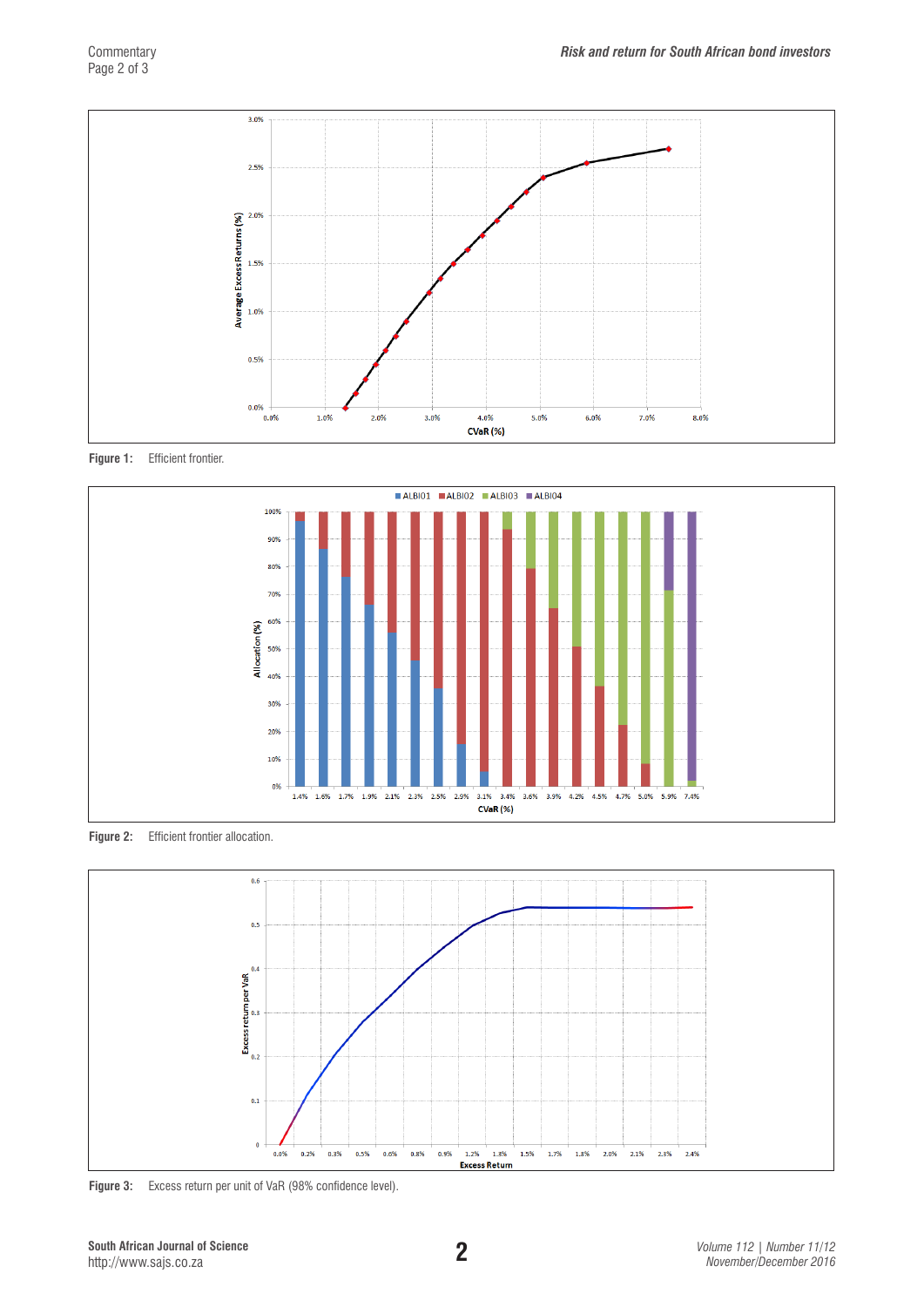3.0%

2.5%

2.0%

1.5%

1.0%

0.5%

0.0%

Average Excess Returns (%)

0.0% 1.0% 2.0% 3.0% 4.0% 5.0% 6.0% 7.0% 8.0%

CVaR (%)

**Figure 1:** Efficient frontier.

ALBI01 ALBI02 ALBI03 ALBI04

100% 90% 80% 70% 60% 50% 40% 30% 20% 10% 0%

Allocation (%)

1.4% 1.6% 1.7% 1.9% 2.1% 2.3% 2.5% 2.9% 3.1% 3.4% 3.6% 3.9% 4.2% 4.5% 4.7% 5.0% 5.9% 7.4%

CVaR (%)

**Figure 2:** Efficient frontier allocation.

0.6

0.5

0.4

0.3

0.2

0.1

0

Excess return per VaR

0.0% 0.2% 0.3% 0.5% 0.6% 0.8% 0.9% 1.2% 1.3% 1.5% 1.7% 1.8% 2.0% 2.1% 2.3% 2.4%

Excess Return

**Figure 3:** Excess return per unit of VaR (98% confidence level).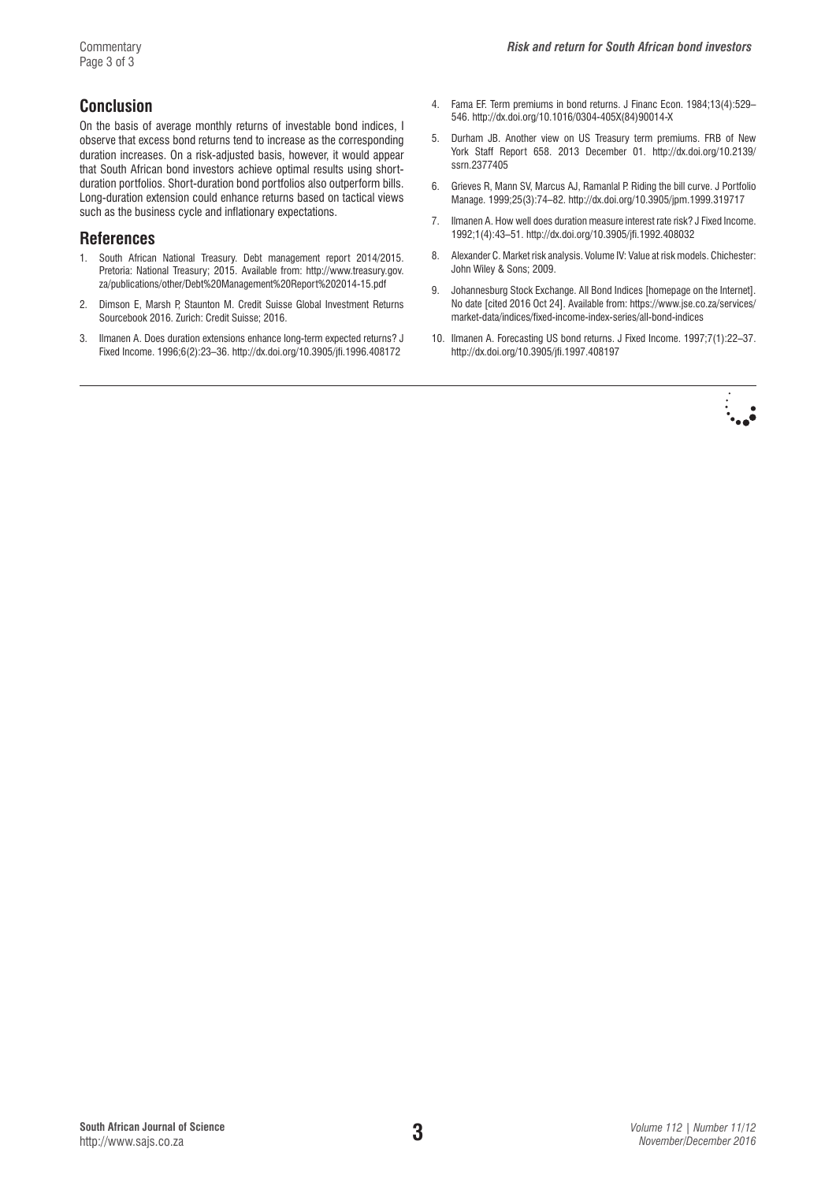## Conclusion

On the basis of average monthly returns of investable bond indices, I observe that excess bond returns tend to increase as the corresponding duration increases. On a risk-adjusted basis, however, it would appear that South African bond investors achieve optimal results using short-duration portfolios. Short-duration bond portfolios also outperform bills. Long-duration extension could enhance returns based on tactical views such as the business cycle and inflationary expectations.

## References

1. South African National Treasury. Debt management report 2014/2015. Pretoria: National Treasury; 2015. Available from: http://www.treasury.gov.za/publications/other/Debt%20Management%20Report%202014-15.pdf
2. Dimson E, Marsh P, Staunton M. Credit Suisse Global Investment Returns Sourcebook 2016. Zurich: Credit Suisse; 2016.
3. Ilmanen A. Does duration extensions enhance long-term expected returns? J Fixed Income. 1996;6(2):23–36. http://dx.doi.org/10.3905/jfi.1996.408172
4. Fama EF. Term premiums in bond returns. J Financ Econ. 1984;13(4):529–546. http://dx.doi.org/10.1016/0304-405X(84)90014-X
5. Durham JB. Another view on US Treasury term premiums. FRB of New York Staff Report 658. 2013 December 01. http://dx.doi.org/10.2139/ssrn.2377405
6. Grieves R, Mann SV, Marcus AJ, Ramanlal P. Riding the bill curve. J Portfolio Manage. 1999;25(3):74–82. http://dx.doi.org/10.3905/jpm.1999.319717
7. Ilmanen A. How well does duration measure interest rate risk? J Fixed Income. 1992;1(4):43–51. http://dx.doi.org/10.3905/jfi.1992.408032
8. Alexander C. Market risk analysis. Volume IV: Value at risk models. Chichester: John Wiley & Sons; 2009.
9. Johannesburg Stock Exchange. All Bond Indices [homepage on the Internet]. No date [cited 2016 Oct 24]. Available from: https://www.jse.co.za/services/market-data/indices/fixed-income-index-series/all-bond-indices
10. Ilmanen A. Forecasting US bond returns. J Fixed Income. 1997;7(1):22–37. http://dx.doi.org/10.3905/jfi.1997.408197